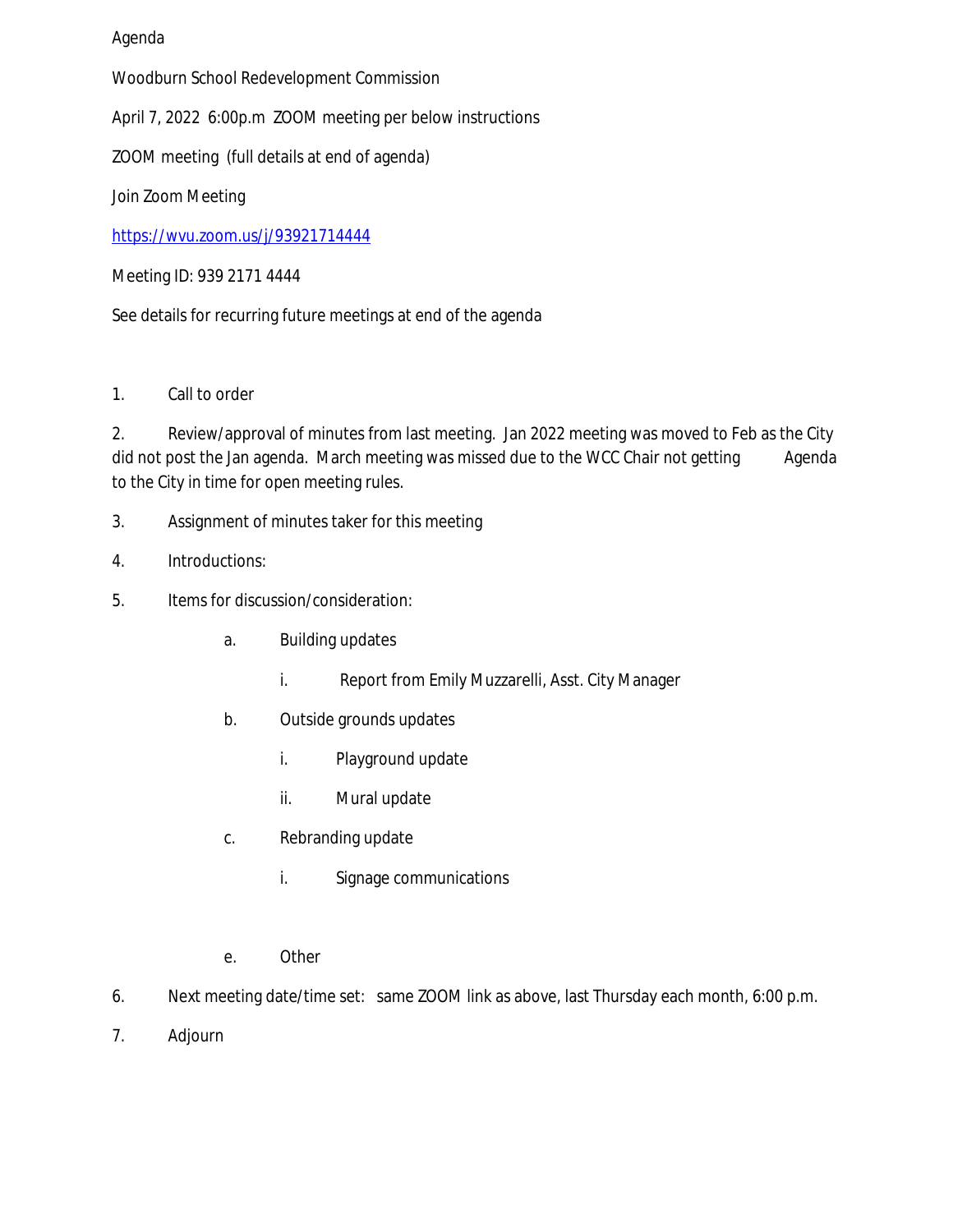Agenda

Woodburn School Redevelopment Commission

April 7, 2022 6:00p.m ZOOM meeting per below instructions

ZOOM meeting (full details at end of agenda)

Join Zoom Meeting

https://wvu.zoom.us/j/93921714444

Meeting ID: 939 2171 4444

See details for recurring future meetings at end of the agenda

1. Call to order
2. Review/approval of minutes from last meeting. Jan 2022 meeting was moved to Feb as the City did not post the Jan agenda. March meeting was missed due to the WCC Chair not getting Agenda to the City in time for open meeting rules.
3. Assignment of minutes taker for this meeting
4. Introductions:
5. Items for discussion/consideration:
    - a. Building updates
        - i. Report from Emily Muzzarelli, Asst. City Manager
    - b. Outside grounds updates
        - i. Playground update
        - ii. Mural update
    - c. Rebranding update
        - i. Signage communications
    - e. Other
6. Next meeting date/time set: same ZOOM link as above, last Thursday each month, 6:00 p.m.
7. Adjourn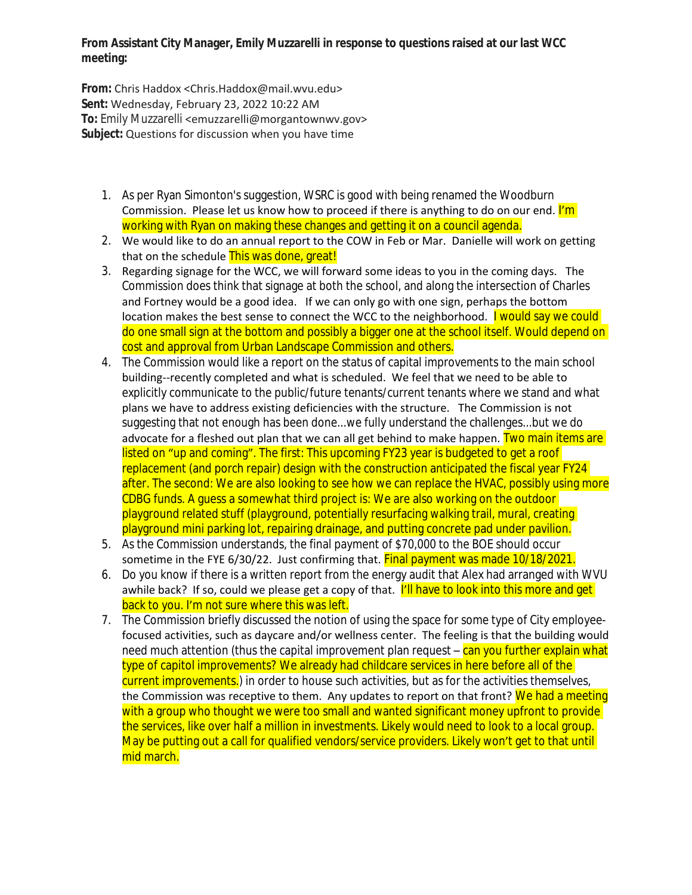**From Assistant City Manager, Emily Muzzarelli in response to questions raised at our last WCC meeting:**

**From:** Chris Haddox <Chris.Haddox@mail.wvu.edu>
**Sent:** Wednesday, February 23, 2022 10:22 AM
**To:** Emily Muzzarelli <emuzzarelli@morgantownwv.gov>
**Subject:** Questions for discussion when you have time

1. As per Ryan Simonton's suggestion, WSRC is good with being renamed the Woodburn Commission. Please let us know how to proceed if there is anything to do on our end. I'm working with Ryan on making these changes and getting it on a council agenda.
2. We would like to do an annual report to the COW in Feb or Mar. Danielle will work on getting that on the schedule This was done, great!
3. Regarding signage for the WCC, we will forward some ideas to you in the coming days. The Commission does think that signage at both the school, and along the intersection of Charles and Fortney would be a good idea. If we can only go with one sign, perhaps the bottom location makes the best sense to connect the WCC to the neighborhood. I would say we could do one small sign at the bottom and possibly a bigger one at the school itself. Would depend on cost and approval from Urban Landscape Commission and others.
4. The Commission would like a report on the status of capital improvements to the main school building--recently completed and what is scheduled. We feel that we need to be able to explicitly communicate to the public/future tenants/current tenants where we stand and what plans we have to address existing deficiencies with the structure. The Commission is not suggesting that not enough has been done...we fully understand the challenges...but we do advocate for a fleshed out plan that we can all get behind to make happen. Two main items are listed on "up and coming". The first: This upcoming FY23 year is budgeted to get a roof replacement (and porch repair) design with the construction anticipated the fiscal year FY24 after. The second: We are also looking to see how we can replace the HVAC, possibly using more CDBG funds. A guess a somewhat third project is: We are also working on the outdoor playground related stuff (playground, potentially resurfacing walking trail, mural, creating playground mini parking lot, repairing drainage, and putting concrete pad under pavilion.
5. As the Commission understands, the final payment of $70,000 to the BOE should occur sometime in the FYE 6/30/22. Just confirming that. Final payment was made 10/18/2021.
6. Do you know if there is a written report from the energy audit that Alex had arranged with WVU awhile back? If so, could we please get a copy of that. I'll have to look into this more and get back to you. I'm not sure where this was left.
7. The Commission briefly discussed the notion of using the space for some type of City employee-focused activities, such as daycare and/or wellness center. The feeling is that the building would need much attention (thus the capital improvement plan request – can you further explain what type of capitol improvements? We already had childcare services in here before all of the current improvements.) in order to house such activities, but as for the activities themselves, the Commission was receptive to them. Any updates to report on that front? We had a meeting with a group who thought we were too small and wanted significant money upfront to provide the services, like over half a million in investments. Likely would need to look to a local group. May be putting out a call for qualified vendors/service providers. Likely won't get to that until mid march.